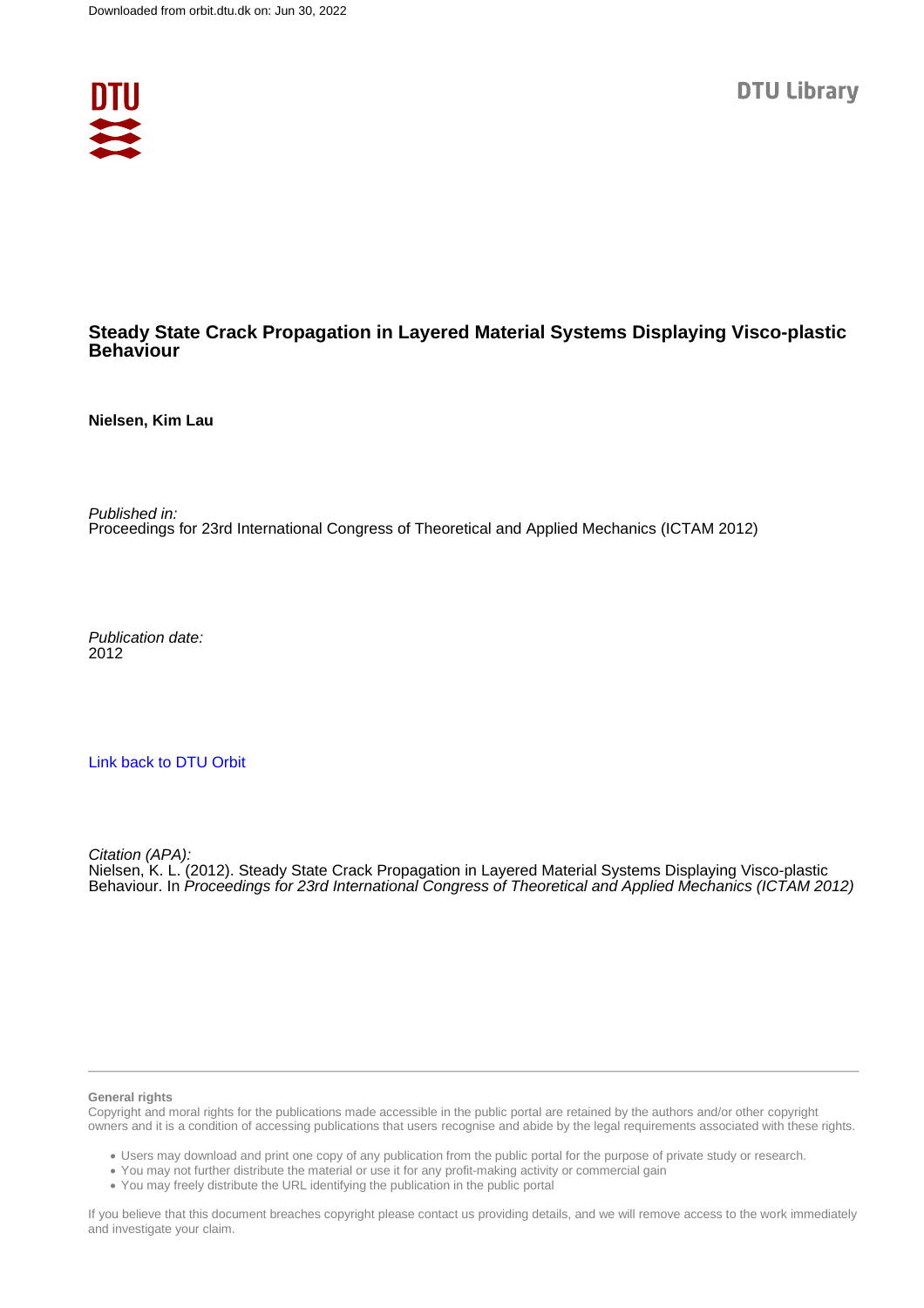Downloaded from orbit.dtu.dk on: Jun 30, 2022

DTU Library

# Steady State Crack Propagation in Layered Material Systems Displaying Visco-plastic Behaviour

**Nielsen, Kim Lau**

*Published in:*
Proceedings for 23rd International Congress of Theoretical and Applied Mechanics (ICTAM 2012)

*Publication date:*
2012

Link back to DTU Orbit

*Citation (APA):*
Nielsen, K. L. (2012). Steady State Crack Propagation in Layered Material Systems Displaying Visco-plastic Behaviour. In *Proceedings for 23rd International Congress of Theoretical and Applied Mechanics (ICTAM 2012)*

**General rights**

Copyright and moral rights for the publications made accessible in the public portal are retained by the authors and/or other copyright owners and it is a condition of accessing publications that users recognise and abide by the legal requirements associated with these rights.

- Users may download and print one copy of any publication from the public portal for the purpose of private study or research.
- You may not further distribute the material or use it for any profit-making activity or commercial gain
- You may freely distribute the URL identifying the publication in the public portal

If you believe that this document breaches copyright please contact us providing details, and we will remove access to the work immediately and investigate your claim.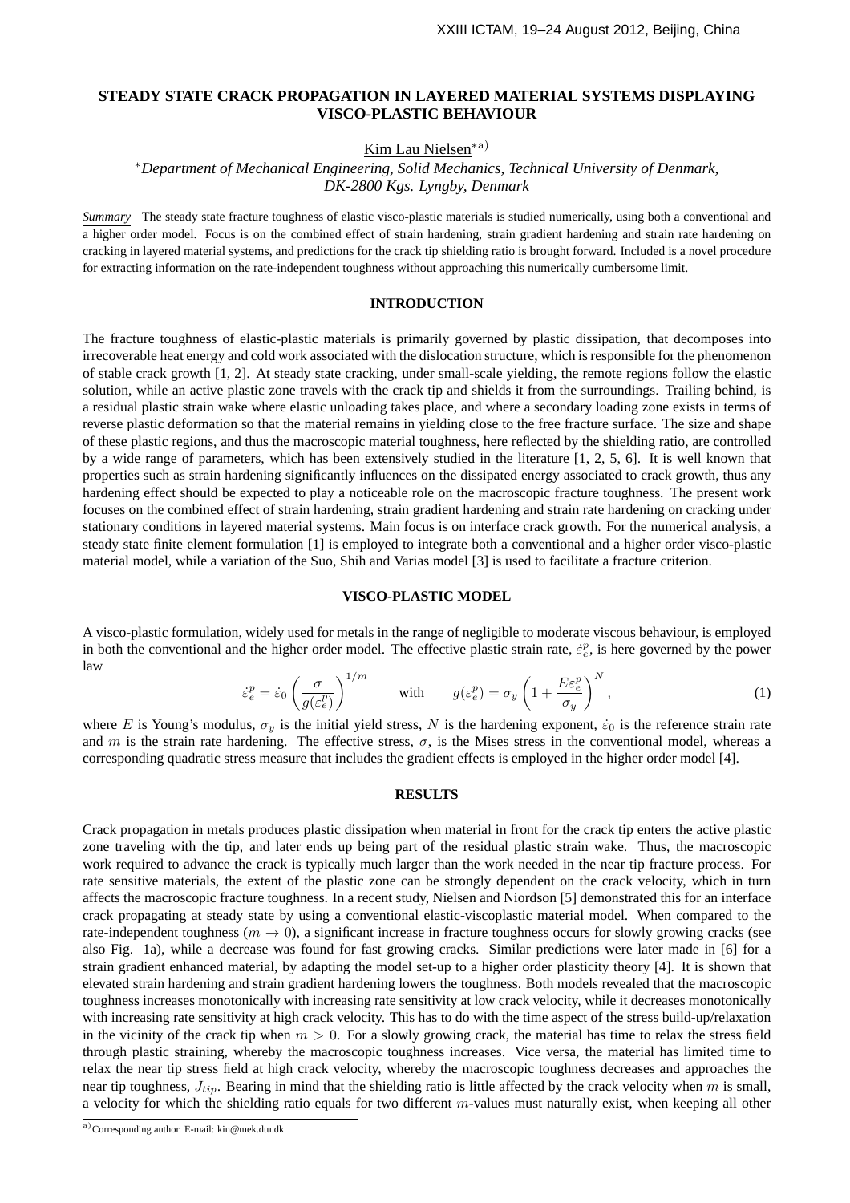# STEADY STATE CRACK PROPAGATION IN LAYERED MATERIAL SYSTEMS DISPLAYING VISCO-PLASTIC BEHAVIOUR

Kim Lau Nielsen[*a)]

[*] *Department of Mechanical Engineering, Solid Mechanics, Technical University of Denmark, DK-2800 Kgs. Lyngby, Denmark*

*Summary* The steady state fracture toughness of elastic visco-plastic materials is studied numerically, using both a conventional and a higher order model. Focus is on the combined effect of strain hardening, strain gradient hardening and strain rate hardening on cracking in layered material systems, and predictions for the crack tip shielding ratio is brought forward. Included is a novel procedure for extracting information on the rate-independent toughness without approaching this numerically cumbersome limit.

## INTRODUCTION

The fracture toughness of elastic-plastic materials is primarily governed by plastic dissipation, that decomposes into irrecoverable heat energy and cold work associated with the dislocation structure, which is responsible for the phenomenon of stable crack growth [1, 2]. At steady state cracking, under small-scale yielding, the remote regions follow the elastic solution, while an active plastic zone travels with the crack tip and shields it from the surroundings. Trailing behind, is a residual plastic strain wake where elastic unloading takes place, and where a secondary loading zone exists in terms of reverse plastic deformation so that the material remains in yielding close to the free fracture surface. The size and shape of these plastic regions, and thus the macroscopic material toughness, here reflected by the shielding ratio, are controlled by a wide range of parameters, which has been extensively studied in the literature [1, 2, 5, 6]. It is well known that properties such as strain hardening significantly influences on the dissipated energy associated to crack growth, thus any hardening effect should be expected to play a noticeable role on the macroscopic fracture toughness. The present work focuses on the combined effect of strain hardening, strain gradient hardening and strain rate hardening on cracking under stationary conditions in layered material systems. Main focus is on interface crack growth. For the numerical analysis, a steady state finite element formulation [1] is employed to integrate both a conventional and a higher order visco-plastic material model, while a variation of the Suo, Shih and Varias model [3] is used to facilitate a fracture criterion.

## VISCO-PLASTIC MODEL

A visco-plastic formulation, widely used for metals in the range of negligible to moderate viscous behaviour, is employed in both the conventional and the higher order model. The effective plastic strain rate, $\dot{\varepsilon}_e^p$, is here governed by the power law

$$\dot{\varepsilon}_e^p = \dot{\varepsilon}_0 \left( \frac{\sigma}{g(\varepsilon_e^p)} \right)^{1/m} \qquad \text{with} \qquad g(\varepsilon_e^p) = \sigma_y \left( 1 + \frac{E\varepsilon_e^p}{\sigma_y} \right)^N , \tag{1}$$

where $E$ is Young's modulus, $\sigma_y$ is the initial yield stress, $N$ is the hardening exponent, $\dot{\varepsilon}_0$ is the reference strain rate and $m$ is the strain rate hardening. The effective stress, $\sigma$, is the Mises stress in the conventional model, whereas a corresponding quadratic stress measure that includes the gradient effects is employed in the higher order model [4].

## RESULTS

Crack propagation in metals produces plastic dissipation when material in front for the crack tip enters the active plastic zone traveling with the tip, and later ends up being part of the residual plastic strain wake. Thus, the macroscopic work required to advance the crack is typically much larger than the work needed in the near tip fracture process. For rate sensitive materials, the extent of the plastic zone can be strongly dependent on the crack velocity, which in turn affects the macroscopic fracture toughness. In a recent study, Nielsen and Niordson [5] demonstrated this for an interface crack propagating at steady state by using a conventional elastic-viscoplastic material model. When compared to the rate-independent toughness ($m \to 0$), a significant increase in fracture toughness occurs for slowly growing cracks (see also Fig. 1a), while a decrease was found for fast growing cracks. Similar predictions were later made in [6] for a strain gradient enhanced material, by adapting the model set-up to a higher order plasticity theory [4]. It is shown that elevated strain hardening and strain gradient hardening lowers the toughness. Both models revealed that the macroscopic toughness increases monotonically with increasing rate sensitivity at low crack velocity, while it decreases monotonically with increasing rate sensitivity at high crack velocity. This has to do with the time aspect of the stress build-up/relaxation in the vicinity of the crack tip when $m > 0$. For a slowly growing crack, the material has time to relax the stress field through plastic straining, whereby the macroscopic toughness increases. Vice versa, the material has limited time to relax the near tip stress field at high crack velocity, whereby the macroscopic toughness decreases and approaches the near tip toughness, $J_{tip}$. Bearing in mind that the shielding ratio is little affected by the crack velocity when $m$ is small, a velocity for which the shielding ratio equals for two different $m$-values must naturally exist, when keeping all other

[a)] Corresponding author. E-mail: kin@mek.dtu.dk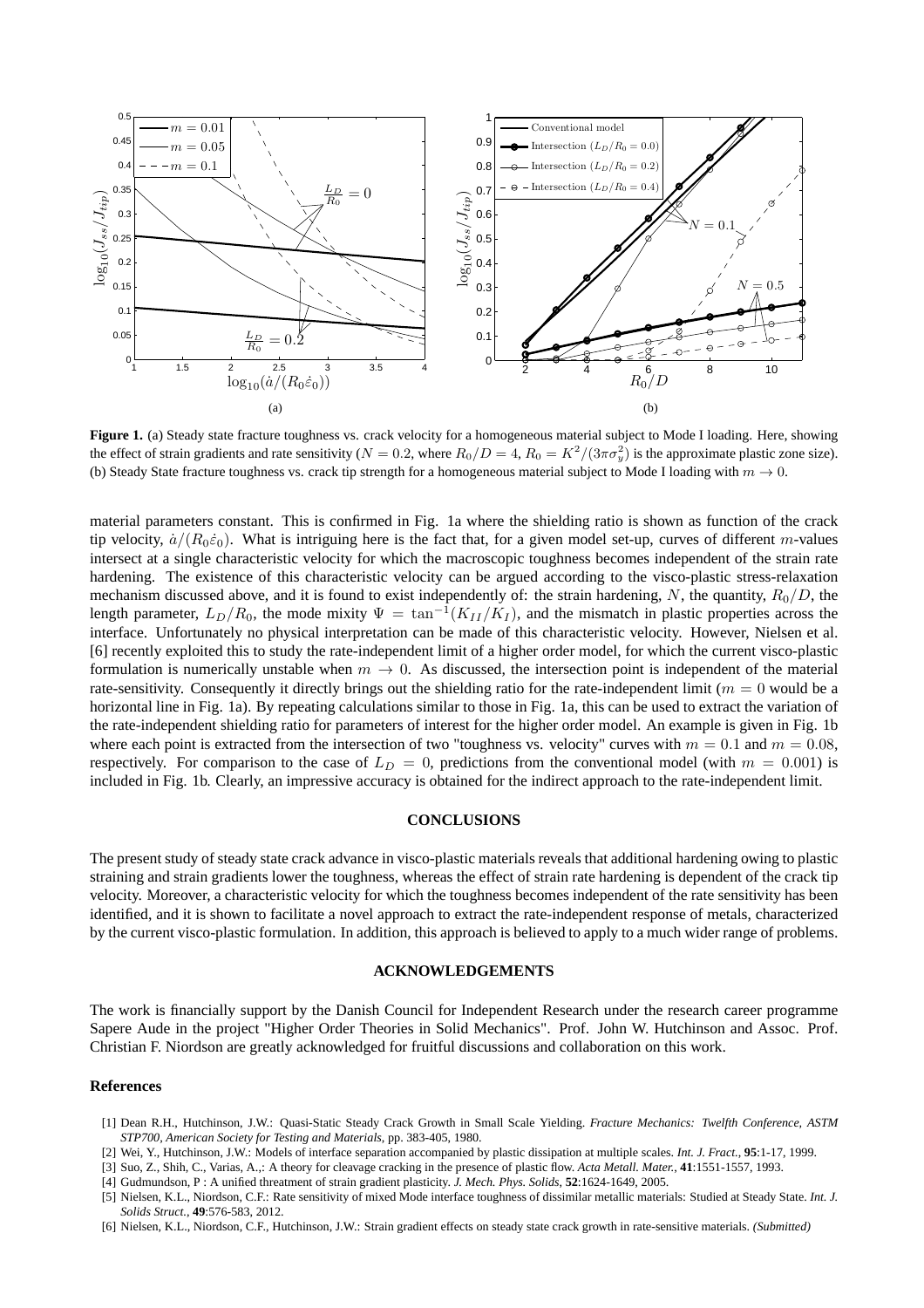0.5
0.45
0.4
0.35
0.3
0.25
0.2
0.15
0.1
0.05
0

$m = 0.01$
$m = 0.05$
$m = 0.1$

$\frac{L_D}{R_0} = 0$

$\frac{L_D}{R_0} = 0.2$

$\log_{10}(J_{ss}/J_{tip})$

1 1.5 2 2.5 3 3.5 4

$\log_{10}(\dot{a}/(R_0\dot{\varepsilon}_0))$

(a)

1
0.9
0.8
0.7
0.6
0.5
0.4
0.3
0.2
0.1
0

Conventional model
Intersection ($L_D/R_0 = 0.0$)
Intersection ($L_D/R_0 = 0.2$)
Intersection ($L_D/R_0 = 0.4$)

$N = 0.1$

$N = 0.5$

$\log_{10}(J_{ss}/J_{tip})$

2 4 6 8 10

$R_0/D$

(b)

**Figure 1.** (a) Steady state fracture toughness vs. crack velocity for a homogeneous material subject to Mode I loading. Here, showing the effect of strain gradients and rate sensitivity ($N = 0.2$, where $R_0/D = 4$, $R_0 = K^2/(3\pi\sigma_y^2)$ is the approximate plastic zone size). (b) Steady State fracture toughness vs. crack tip strength for a homogeneous material subject to Mode I loading with $m \to 0$.

material parameters constant. This is confirmed in Fig. 1a where the shielding ratio is shown as function of the crack tip velocity, $\dot{a}/(R_0\dot{\varepsilon}_0)$. What is intriguing here is the fact that, for a given model set-up, curves of different $m$-values intersect at a single characteristic velocity for which the macroscopic toughness becomes independent of the strain rate hardening. The existence of this characteristic velocity can be argued according to the visco-plastic stress-relaxation mechanism discussed above, and it is found to exist independently of: the strain hardening, $N$, the quantity, $R_0/D$, the length parameter, $L_D/R_0$, the mode mixity $\Psi = \tan^{-1}(K_{II}/K_I)$, and the mismatch in plastic properties across the interface. Unfortunately no physical interpretation can be made of this characteristic velocity. However, Nielsen et al. [6] recently exploited this to study the rate-independent limit of a higher order model, for which the current visco-plastic formulation is numerically unstable when $m \to 0$. As discussed, the intersection point is independent of the material rate-sensitivity. Consequently it directly brings out the shielding ratio for the rate-independent limit ($m = 0$ would be a horizontal line in Fig. 1a). By repeating calculations similar to those in Fig. 1a, this can be used to extract the variation of the rate-independent shielding ratio for parameters of interest for the higher order model. An example is given in Fig. 1b where each point is extracted from the intersection of two "toughness vs. velocity" curves with $m = 0.1$ and $m = 0.08$, respectively. For comparison to the case of $L_D = 0$, predictions from the conventional model (with $m = 0.001$) is included in Fig. 1b. Clearly, an impressive accuracy is obtained for the indirect approach to the rate-independent limit.

## CONCLUSIONS

The present study of steady state crack advance in visco-plastic materials reveals that additional hardening owing to plastic straining and strain gradients lower the toughness, whereas the effect of strain rate hardening is dependent of the crack tip velocity. Moreover, a characteristic velocity for which the toughness becomes independent of the rate sensitivity has been identified, and it is shown to facilitate a novel approach to extract the rate-independent response of metals, characterized by the current visco-plastic formulation. In addition, this approach is believed to apply to a much wider range of problems.

## ACKNOWLEDGEMENTS

The work is financially support by the Danish Council for Independent Research under the research career programme Sapere Aude in the project "Higher Order Theories in Solid Mechanics". Prof. John W. Hutchinson and Assoc. Prof. Christian F. Niordson are greatly acknowledged for fruitful discussions and collaboration on this work.

## References

[1] Dean R.H., Hutchinson, J.W.: Quasi-Static Steady Crack Growth in Small Scale Yielding. *Fracture Mechanics: Twelfth Conference, ASTM STP700, American Society for Testing and Materials*, pp. 383-405, 1980.

[2] Wei, Y., Hutchinson, J.W.: Models of interface separation accompanied by plastic dissipation at multiple scales. *Int. J. Fract.*, **95**:1-17, 1999.

[3] Suo, Z., Shih, C., Varias, A.,: A theory for cleavage cracking in the presence of plastic flow. *Acta Metall. Mater.*, **41**:1551-1557, 1993.

[4] Gudmundson, P : A unified threatment of strain gradient plasticity. *J. Mech. Phys. Solids*, **52**:1624-1649, 2005.

[5] Nielsen, K.L., Niordson, C.F.: Rate sensitivity of mixed Mode interface toughness of dissimilar metallic materials: Studied at Steady State. *Int. J. Solids Struct.*, **49**:576-583, 2012.

[6] Nielsen, K.L., Niordson, C.F., Hutchinson, J.W.: Strain gradient effects on steady state crack growth in rate-sensitive materials. *(Submitted)*